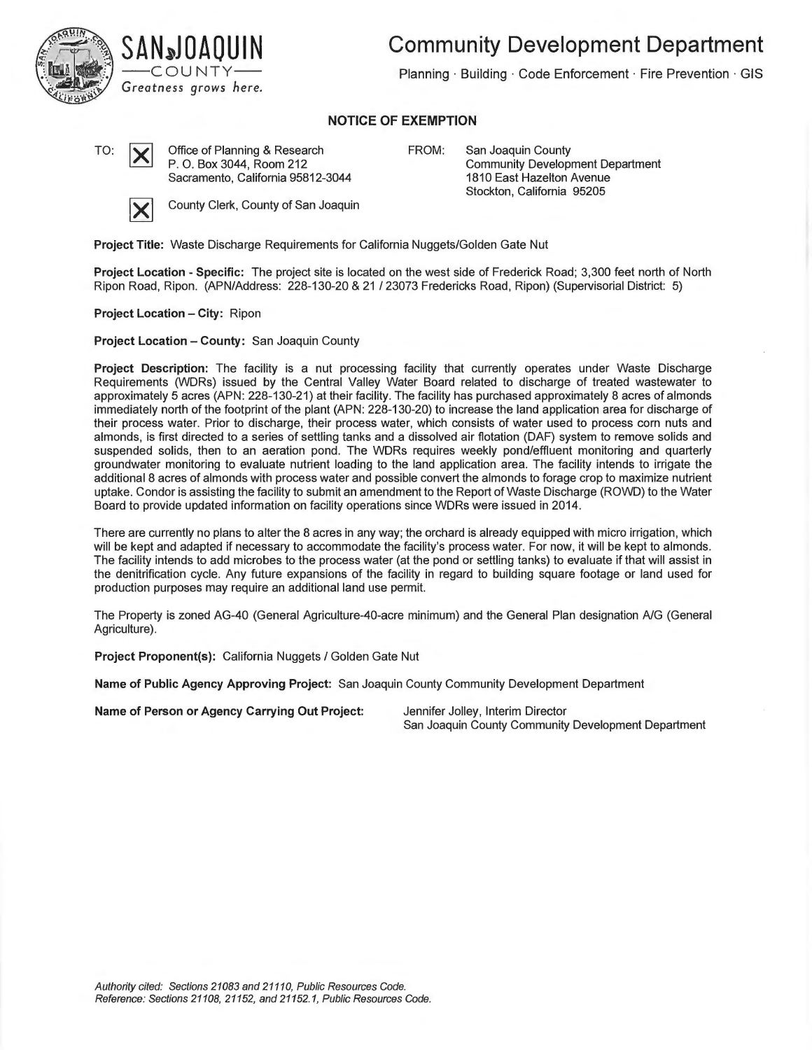**SAN JOAQUIN COUNTY**
*Greatness grows here.*

# Community Development Department

Planning · Building · Code Enforcement · Fire Prevention · GIS

## NOTICE OF EXEMPTION

TO: ☒ Office of Planning & Research
P. O. Box 3044, Room 212
Sacramento, California 95812-3044

☒ County Clerk, County of San Joaquin

FROM: San Joaquin County
Community Development Department
1810 East Hazelton Avenue
Stockton, California 95205

**Project Title:** Waste Discharge Requirements for California Nuggets/Golden Gate Nut

**Project Location - Specific:** The project site is located on the west side of Frederick Road; 3,300 feet north of North Ripon Road, Ripon. (APN/Address: 228-130-20 & 21 / 23073 Fredericks Road, Ripon) (Supervisorial District: 5)

**Project Location – City:** Ripon

**Project Location – County:** San Joaquin County

**Project Description:** The facility is a nut processing facility that currently operates under Waste Discharge Requirements (WDRs) issued by the Central Valley Water Board related to discharge of treated wastewater to approximately 5 acres (APN: 228-130-21) at their facility. The facility has purchased approximately 8 acres of almonds immediately north of the footprint of the plant (APN: 228-130-20) to increase the land application area for discharge of their process water. Prior to discharge, their process water, which consists of water used to process corn nuts and almonds, is first directed to a series of settling tanks and a dissolved air flotation (DAF) system to remove solids and suspended solids, then to an aeration pond. The WDRs requires weekly pond/effluent monitoring and quarterly groundwater monitoring to evaluate nutrient loading to the land application area. The facility intends to irrigate the additional 8 acres of almonds with process water and possible convert the almonds to forage crop to maximize nutrient uptake. Condor is assisting the facility to submit an amendment to the Report of Waste Discharge (ROWD) to the Water Board to provide updated information on facility operations since WDRs were issued in 2014.

There are currently no plans to alter the 8 acres in any way; the orchard is already equipped with micro irrigation, which will be kept and adapted if necessary to accommodate the facility's process water. For now, it will be kept to almonds. The facility intends to add microbes to the process water (at the pond or settling tanks) to evaluate if that will assist in the denitrification cycle. Any future expansions of the facility in regard to building square footage or land used for production purposes may require an additional land use permit.

The Property is zoned AG-40 (General Agriculture-40-acre minimum) and the General Plan designation A/G (General Agriculture).

**Project Proponent(s):** California Nuggets / Golden Gate Nut

**Name of Public Agency Approving Project:** San Joaquin County Community Development Department

**Name of Person or Agency Carrying Out Project:** Jennifer Jolley, Interim Director
San Joaquin County Community Development Department

*Authority cited: Sections 21083 and 21110, Public Resources Code.*
*Reference: Sections 21108, 21152, and 21152.1, Public Resources Code.*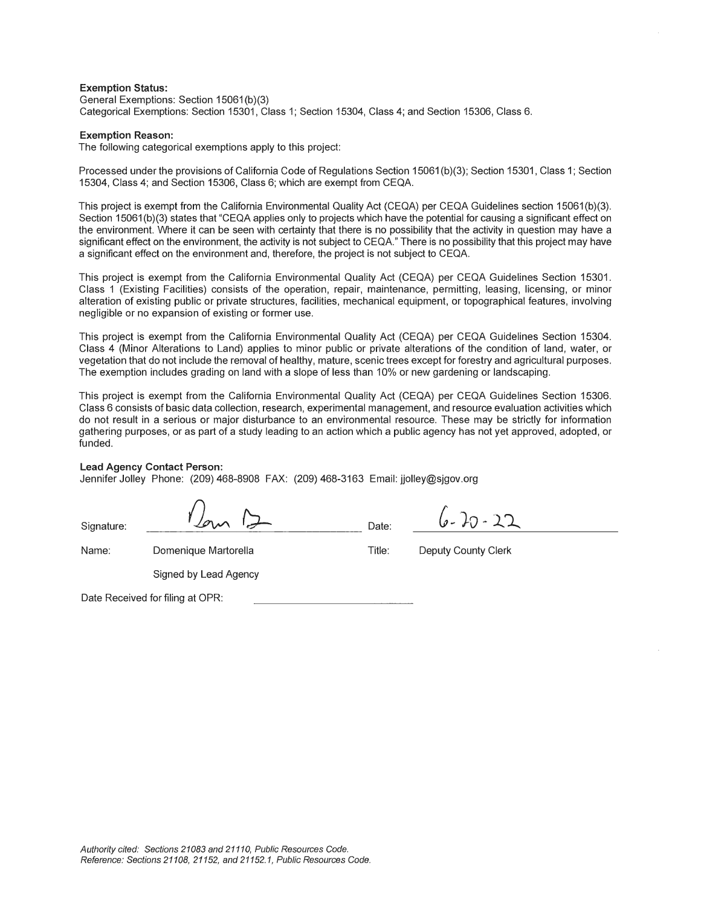**Exemption Status:**
General Exemptions: Section 15061(b)(3)
Categorical Exemptions: Section 15301, Class 1; Section 15304, Class 4; and Section 15306, Class 6.

**Exemption Reason:**
The following categorical exemptions apply to this project:

Processed under the provisions of California Code of Regulations Section 15061(b)(3); Section 15301, Class 1; Section 15304, Class 4; and Section 15306, Class 6; which are exempt from CEQA.

This project is exempt from the California Environmental Quality Act (CEQA) per CEQA Guidelines section 15061(b)(3). Section 15061(b)(3) states that "CEQA applies only to projects which have the potential for causing a significant effect on the environment. Where it can be seen with certainty that there is no possibility that the activity in question may have a significant effect on the environment, the activity is not subject to CEQA." There is no possibility that this project may have a significant effect on the environment and, therefore, the project is not subject to CEQA.

This project is exempt from the California Environmental Quality Act (CEQA) per CEQA Guidelines Section 15301. Class 1 (Existing Facilities) consists of the operation, repair, maintenance, permitting, leasing, licensing, or minor alteration of existing public or private structures, facilities, mechanical equipment, or topographical features, involving negligible or no expansion of existing or former use.

This project is exempt from the California Environmental Quality Act (CEQA) per CEQA Guidelines Section 15304. Class 4 (Minor Alterations to Land) applies to minor public or private alterations of the condition of land, water, or vegetation that do not include the removal of healthy, mature, scenic trees except for forestry and agricultural purposes. The exemption includes grading on land with a slope of less than 10% or new gardening or landscaping.

This project is exempt from the California Environmental Quality Act (CEQA) per CEQA Guidelines Section 15306. Class 6 consists of basic data collection, research, experimental management, and resource evaluation activities which do not result in a serious or major disturbance to an environmental resource. These may be strictly for information gathering purposes, or as part of a study leading to an action which a public agency has not yet approved, adopted, or funded.

**Lead Agency Contact Person:**
Jennifer Jolley Phone: (209) 468-8908 FAX: (209) 468-3163 Email: jjolley@sjgov.org

Signature: [signature] Date: 6-20-22

Name: Domenique Martorella Title: Deputy County Clerk

Signed by Lead Agency

Date Received for filing at OPR: ____________________

*Authority cited: Sections 21083 and 21110, Public Resources Code.*
*Reference: Sections 21108, 21152, and 21152.1, Public Resources Code.*